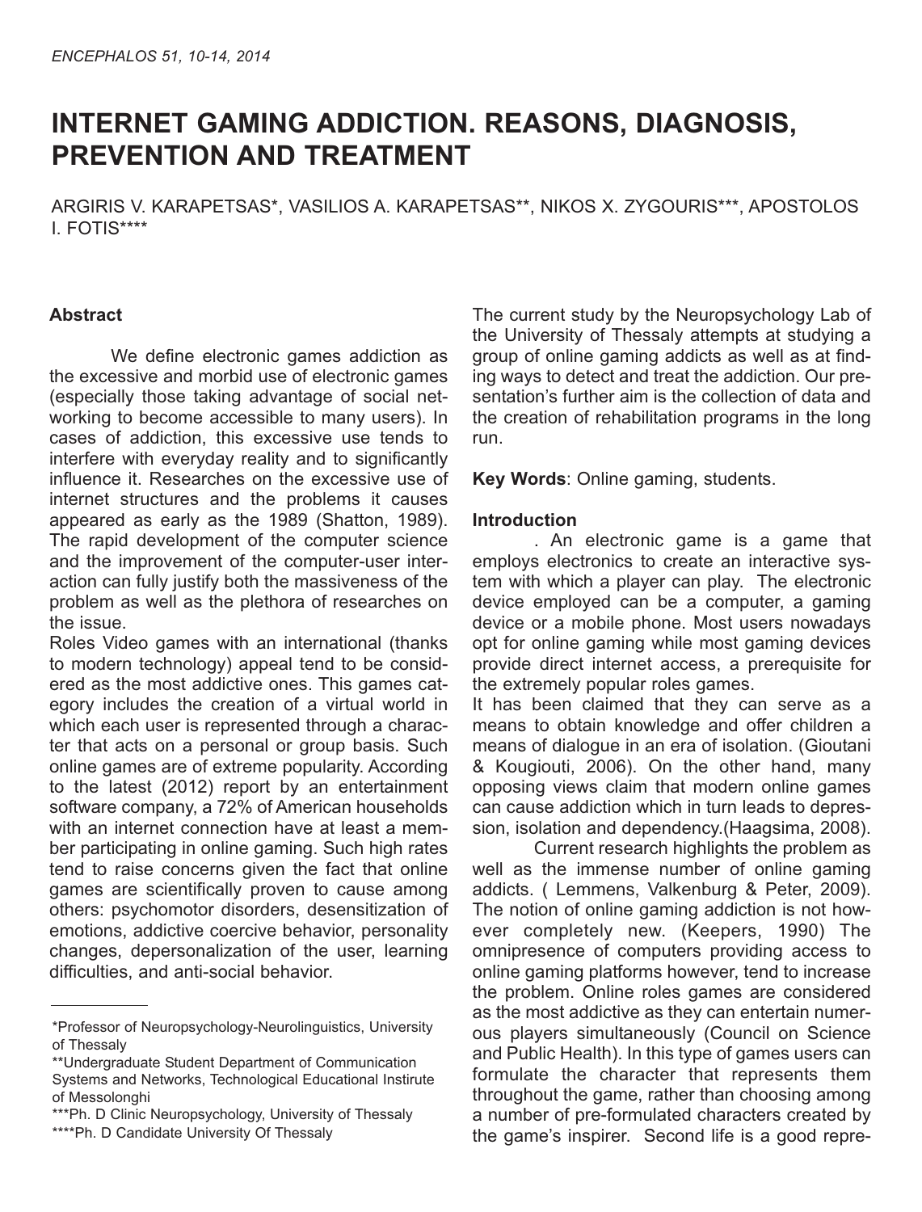# INTERNET GAMING ADDICTION. REASONS, DIAGNOSIS, PREVENTION AND TREATMENT

ARGIRIS V. KARAPETSAS*, VASILIOS A. KARAPETSAS**, NIKOS X. ZYGOURIS***, APOSTOLOS I. FOTIS****

## Abstract

We define electronic games addiction as the excessive and morbid use of electronic games (especially those taking advantage of social networking to become accessible to many users). In cases of addiction, this excessive use tends to interfere with everyday reality and to significantly influence it. Researches on the excessive use of internet structures and the problems it causes appeared as early as the 1989 (Shatton, 1989). The rapid development of the computer science and the improvement of the computer-user interaction can fully justify both the massiveness of the problem as well as the plethora of researches on the issue.

Roles Video games with an international (thanks to modern technology) appeal tend to be considered as the most addictive ones. This games category includes the creation of a virtual world in which each user is represented through a character that acts on a personal or group basis. Such online games are of extreme popularity. According to the latest (2012) report by an entertainment software company, a 72% of American households with an internet connection have at least a member participating in online gaming. Such high rates tend to raise concerns given the fact that online games are scientifically proven to cause among others: psychomotor disorders, desensitization of emotions, addictive coercive behavior, personality changes, depersonalization of the user, learning difficulties, and anti-social behavior.

The current study by the Neuropsychology Lab of the University of Thessaly attempts at studying a group of online gaming addicts as well as at finding ways to detect and treat the addiction. Our presentation's further aim is the collection of data and the creation of rehabilitation programs in the long run.

**Key Words**: Online gaming, students.

## Introduction

. An electronic game is a game that employs electronics to create an interactive system with which a player can play. The electronic device employed can be a computer, a gaming device or a mobile phone. Most users nowadays opt for online gaming while most gaming devices provide direct internet access, a prerequisite for the extremely popular roles games.

It has been claimed that they can serve as a means to obtain knowledge and offer children a means of dialogue in an era of isolation. (Gioutani & Kougiouti, 2006). On the other hand, many opposing views claim that modern online games can cause addiction which in turn leads to depression, isolation and dependency.(Haagsima, 2008).

Current research highlights the problem as well as the immense number of online gaming addicts. ( Lemmens, Valkenburg & Peter, 2009). The notion of online gaming addiction is not however completely new. (Keepers, 1990) The omnipresence of computers providing access to online gaming platforms however, tend to increase the problem. Online roles games are considered as the most addictive as they can entertain numerous players simultaneously (Council on Science and Public Health). In this type of games users can formulate the character that represents them throughout the game, rather than choosing among a number of pre-formulated characters created by the game's inspirer. Second life is a good repre-

---

*Professor of Neuropsychology-Neurolinguistics, University of Thessaly

**Undergraduate Student Department of Communication Systems and Networks, Technological Educational Instirute of Messolonghi

***Ph. D Clinic Neuropsychology, University of Thessaly

****Ph. D Candidate University Of Thessaly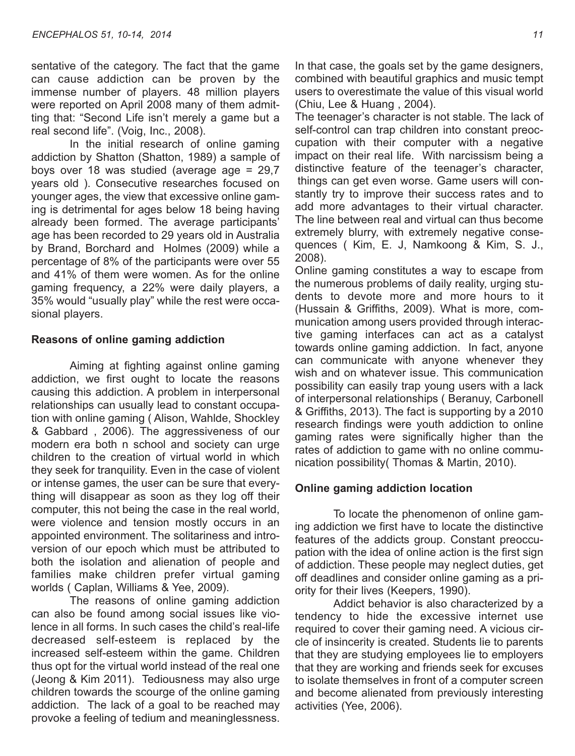sentative of the category. The fact that the game can cause addiction can be proven by the immense number of players. 48 million players were reported on April 2008 many of them admitting that: "Second Life isn't merely a game but a real second life". (Voig, Inc., 2008).

In the initial research of online gaming addiction by Shatton (Shatton, 1989) a sample of boys over 18 was studied (average age = 29,7 years old ). Consecutive researches focused on younger ages, the view that excessive online gaming is detrimental for ages below 18 being having already been formed. The average participants' age has been recorded to 29 years old in Australia by Brand, Borchard and Holmes (2009) while a percentage of 8% of the participants were over 55 and 41% of them were women. As for the online gaming frequency, a 22% were daily players, a 35% would "usually play" while the rest were occasional players.

**Reasons of online gaming addiction**

Aiming at fighting against online gaming addiction, we first ought to locate the reasons causing this addiction. A problem in interpersonal relationships can usually lead to constant occupation with online gaming ( Alison, Wahlde, Shockley & Gabbard , 2006). The aggressiveness of our modern era both n school and society can urge children to the creation of virtual world in which they seek for tranquility. Even in the case of violent or intense games, the user can be sure that everything will disappear as soon as they log off their computer, this not being the case in the real world, were violence and tension mostly occurs in an appointed environment. The solitariness and introversion of our epoch which must be attributed to both the isolation and alienation of people and families make children prefer virtual gaming worlds ( Caplan, Williams & Yee, 2009).

The reasons of online gaming addiction can also be found among social issues like violence in all forms. In such cases the child's real-life decreased self-esteem is replaced by the increased self-esteem within the game. Children thus opt for the virtual world instead of the real one (Jeong & Kim 2011). Tediousness may also urge children towards the scourge of the online gaming addiction. The lack of a goal to be reached may provoke a feeling of tedium and meaninglessness. In that case, the goals set by the game designers, combined with beautiful graphics and music tempt users to overestimate the value of this visual world (Chiu, Lee & Huang , 2004).

The teenager's character is not stable. The lack of self-control can trap children into constant preoccupation with their computer with a negative impact on their real life. With narcissism being a distinctive feature of the teenager's character, things can get even worse. Game users will constantly try to improve their success rates and to add more advantages to their virtual character. The line between real and virtual can thus become extremely blurry, with extremely negative consequences ( Kim, E. J, Namkoong & Kim, S. J., 2008).

Online gaming constitutes a way to escape from the numerous problems of daily reality, urging students to devote more and more hours to it (Hussain & Griffiths, 2009). What is more, communication among users provided through interactive gaming interfaces can act as a catalyst towards online gaming addiction. In fact, anyone can communicate with anyone whenever they wish and on whatever issue. This communication possibility can easily trap young users with a lack of interpersonal relationships ( Beranuy, Carbonell & Griffiths, 2013). The fact is supporting by a 2010 research findings were youth addiction to online gaming rates were significally higher than the rates of addiction to game with no online communication possibility( Thomas & Martin, 2010).

**Online gaming addiction location**

To locate the phenomenon of online gaming addiction we first have to locate the distinctive features of the addicts group. Constant preoccupation with the idea of online action is the first sign of addiction. These people may neglect duties, get off deadlines and consider online gaming as a priority for their lives (Keepers, 1990).

Addict behavior is also characterized by a tendency to hide the excessive internet use required to cover their gaming need. A vicious circle of insincerity is created. Students lie to parents that they are studying employees lie to employers that they are working and friends seek for excuses to isolate themselves in front of a computer screen and become alienated from previously interesting activities (Yee, 2006).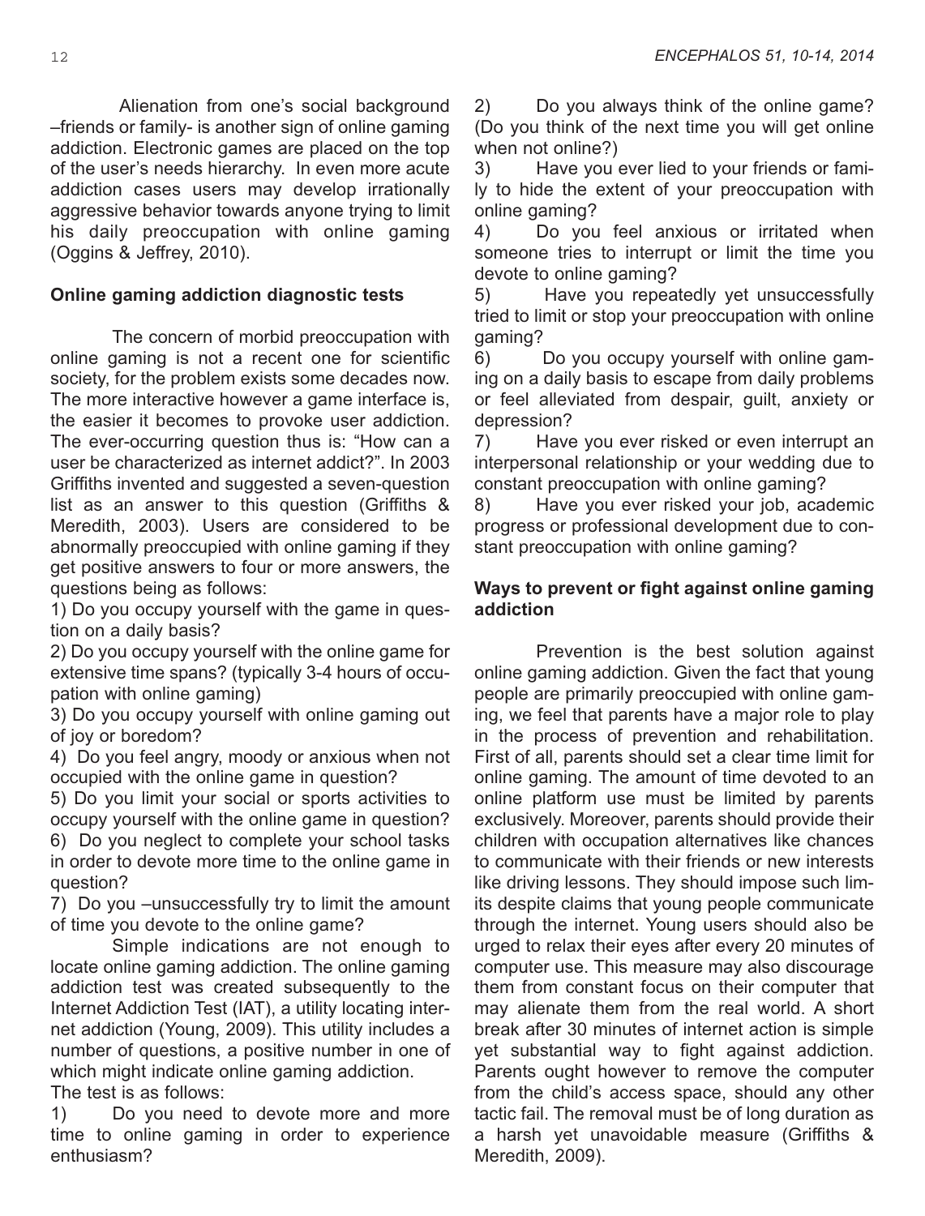Alienation from one's social background –friends or family- is another sign of online gaming addiction. Electronic games are placed on the top of the user's needs hierarchy. In even more acute addiction cases users may develop irrationally aggressive behavior towards anyone trying to limit his daily preoccupation with online gaming (Oggins & Jeffrey, 2010).

**Online gaming addiction diagnostic tests**

The concern of morbid preoccupation with online gaming is not a recent one for scientific society, for the problem exists some decades now. The more interactive however a game interface is, the easier it becomes to provoke user addiction. The ever-occurring question thus is: "How can a user be characterized as internet addict?". In 2003 Griffiths invented and suggested a seven-question list as an answer to this question (Griffiths & Meredith, 2003). Users are considered to be abnormally preoccupied with online gaming if they get positive answers to four or more answers, the questions being as follows:

1) Do you occupy yourself with the game in question on a daily basis?
2) Do you occupy yourself with the online game for extensive time spans? (typically 3-4 hours of occupation with online gaming)
3) Do you occupy yourself with online gaming out of joy or boredom?
4) Do you feel angry, moody or anxious when not occupied with the online game in question?
5) Do you limit your social or sports activities to occupy yourself with the online game in question?
6) Do you neglect to complete your school tasks in order to devote more time to the online game in question?
7) Do you –unsuccessfully try to limit the amount of time you devote to the online game?

Simple indications are not enough to locate online gaming addiction. The online gaming addiction test was created subsequently to the Internet Addiction Test (IAT), a utility locating internet addiction (Young, 2009). This utility includes a number of questions, a positive number in one of which might indicate online gaming addiction.
The test is as follows:

1) Do you need to devote more and more time to online gaming in order to experience enthusiasm?
2) Do you always think of the online game? (Do you think of the next time you will get online when not online?)
3) Have you ever lied to your friends or family to hide the extent of your preoccupation with online gaming?
4) Do you feel anxious or irritated when someone tries to interrupt or limit the time you devote to online gaming?
5) Have you repeatedly yet unsuccessfully tried to limit or stop your preoccupation with online gaming?
6) Do you occupy yourself with online gaming on a daily basis to escape from daily problems or feel alleviated from despair, guilt, anxiety or depression?
7) Have you ever risked or even interrupt an interpersonal relationship or your wedding due to constant preoccupation with online gaming?
8) Have you ever risked your job, academic progress or professional development due to constant preoccupation with online gaming?

**Ways to prevent or fight against online gaming addiction**

Prevention is the best solution against online gaming addiction. Given the fact that young people are primarily preoccupied with online gaming, we feel that parents have a major role to play in the process of prevention and rehabilitation. First of all, parents should set a clear time limit for online gaming. The amount of time devoted to an online platform use must be limited by parents exclusively. Moreover, parents should provide their children with occupation alternatives like chances to communicate with their friends or new interests like driving lessons. They should impose such limits despite claims that young people communicate through the internet. Young users should also be urged to relax their eyes after every 20 minutes of computer use. This measure may also discourage them from constant focus on their computer that may alienate them from the real world. A short break after 30 minutes of internet action is simple yet substantial way to fight against addiction. Parents ought however to remove the computer from the child's access space, should any other tactic fail. The removal must be of long duration as a harsh yet unavoidable measure (Griffiths & Meredith, 2009).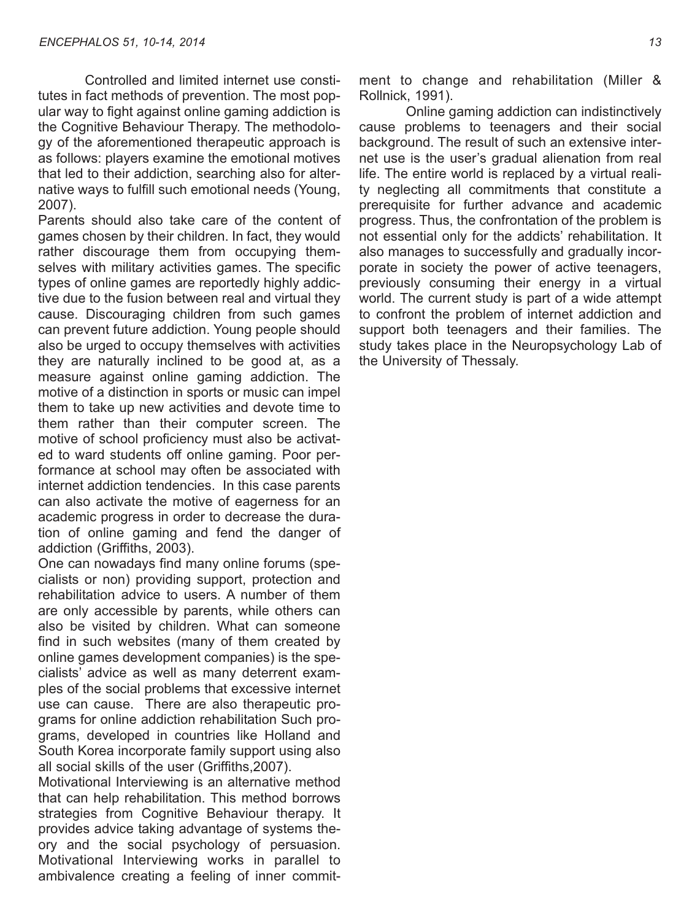Controlled and limited internet use constitutes in fact methods of prevention. The most popular way to fight against online gaming addiction is the Cognitive Behaviour Therapy. The methodology of the aforementioned therapeutic approach is as follows: players examine the emotional motives that led to their addiction, searching also for alternative ways to fulfill such emotional needs (Young, 2007).

Parents should also take care of the content of games chosen by their children. In fact, they would rather discourage them from occupying themselves with military activities games. The specific types of online games are reportedly highly addictive due to the fusion between real and virtual they cause. Discouraging children from such games can prevent future addiction. Young people should also be urged to occupy themselves with activities they are naturally inclined to be good at, as a measure against online gaming addiction. The motive of a distinction in sports or music can impel them to take up new activities and devote time to them rather than their computer screen. The motive of school proficiency must also be activated to ward students off online gaming. Poor performance at school may often be associated with internet addiction tendencies. In this case parents can also activate the motive of eagerness for an academic progress in order to decrease the duration of online gaming and fend the danger of addiction (Griffiths, 2003).

One can nowadays find many online forums (specialists or non) providing support, protection and rehabilitation advice to users. A number of them are only accessible by parents, while others can also be visited by children. What can someone find in such websites (many of them created by online games development companies) is the specialists' advice as well as many deterrent examples of the social problems that excessive internet use can cause. There are also therapeutic programs for online addiction rehabilitation Such programs, developed in countries like Holland and South Korea incorporate family support using also all social skills of the user (Griffiths,2007).

Motivational Interviewing is an alternative method that can help rehabilitation. This method borrows strategies from Cognitive Behaviour therapy. It provides advice taking advantage of systems theory and the social psychology of persuasion. Motivational Interviewing works in parallel to ambivalence creating a feeling of inner commitment to change and rehabilitation (Miller & Rollnick, 1991).

Online gaming addiction can indistinctively cause problems to teenagers and their social background. The result of such an extensive internet use is the user's gradual alienation from real life. The entire world is replaced by a virtual reality neglecting all commitments that constitute a prerequisite for further advance and academic progress. Thus, the confrontation of the problem is not essential only for the addicts' rehabilitation. It also manages to successfully and gradually incorporate in society the power of active teenagers, previously consuming their energy in a virtual world. The current study is part of a wide attempt to confront the problem of internet addiction and support both teenagers and their families. The study takes place in the Neuropsychology Lab of the University of Thessaly.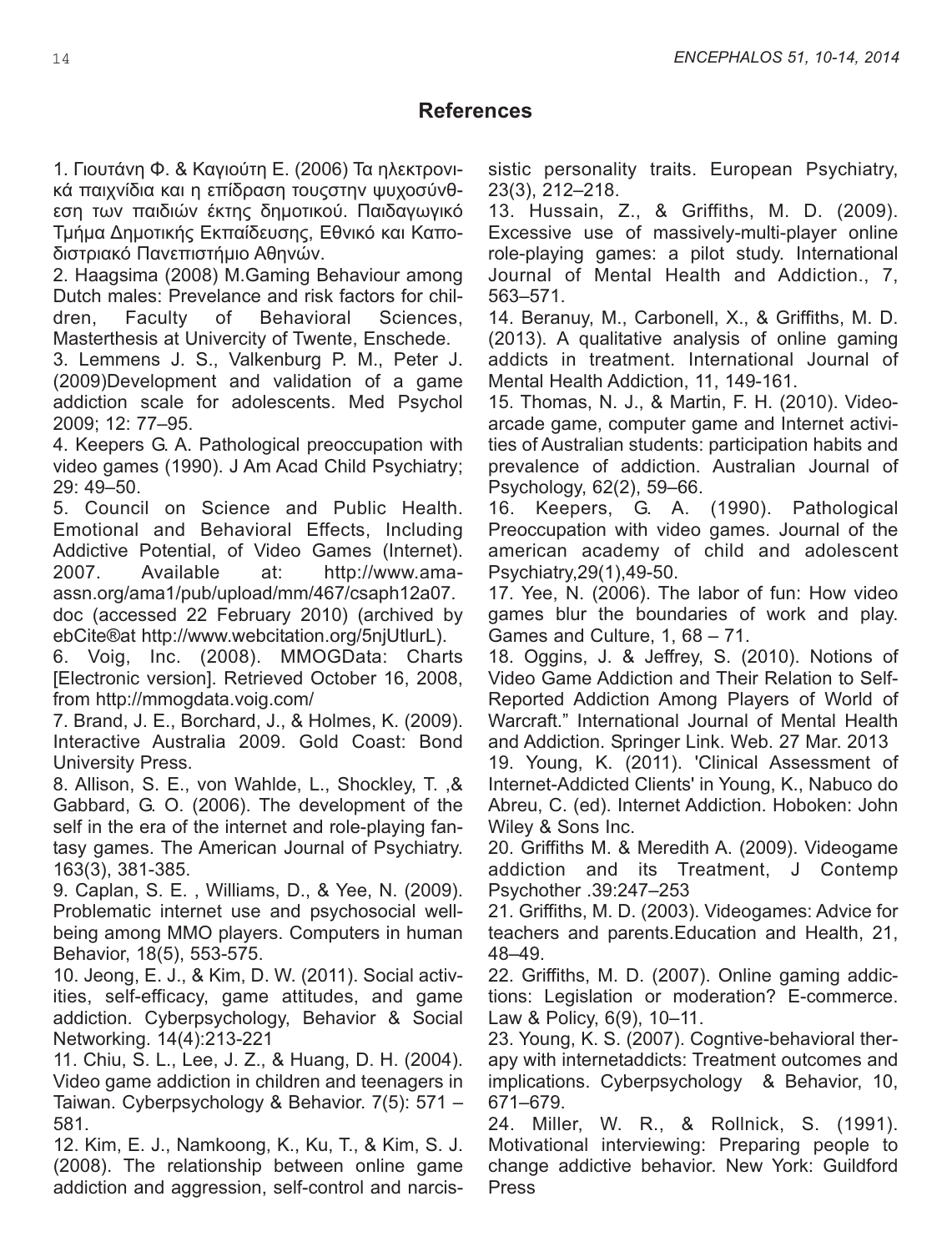## References

1. Γιουτάνη Φ. & Καγιούτη Ε. (2006) Τα ηλεκτρονικά παιχνίδια και η επίδραση τουςστην ψυχοσύνθεση των παιδιών έκτης δημοτικού. Παιδαγωγικό Τμήμα Δημοτικής Εκπαίδευσης, Εθνικό και Καποδιστριακό Πανεπιστήμιο Αθηνών.
2. Haagsima (2008) M.Gaming Behaviour among Dutch males: Prevelance and risk factors for children, Faculty of Behavioral Sciences, Masterthesis at Univercity of Twente, Enschede.
3. Lemmens J. S., Valkenburg P. M., Peter J. (2009)Development and validation of a game addiction scale for adolescents. Med Psychol 2009; 12: 77–95.
4. Keepers G. A. Pathological preoccupation with video games (1990). J Am Acad Child Psychiatry; 29: 49–50.
5. Council on Science and Public Health. Emotional and Behavioral Effects, Including Addictive Potential, of Video Games (Internet). 2007. Available at: http://www.ama-assn.org/ama1/pub/upload/mm/467/csaph12a07.doc (accessed 22 February 2010) (archived by ebCite®at http://www.webcitation.org/5njUtlurL).
6. Voig, Inc. (2008). MMOGData: Charts [Electronic version]. Retrieved October 16, 2008, from http://mmogdata.voig.com/
7. Brand, J. E., Borchard, J., & Holmes, K. (2009). Interactive Australia 2009. Gold Coast: Bond University Press.
8. Allison, S. E., von Wahlde, L., Shockley, T. ,& Gabbard, G. O. (2006). The development of the self in the era of the internet and role-playing fantasy games. The American Journal of Psychiatry. 163(3), 381-385.
9. Caplan, S. E. , Williams, D., & Yee, N. (2009). Problematic internet use and psychosocial well-being among MMO players. Computers in human Behavior, 18(5), 553-575.
10. Jeong, E. J., & Kim, D. W. (2011). Social activities, self-efficacy, game attitudes, and game addiction. Cyberpsychology, Behavior & Social Networking. 14(4):213-221
11. Chiu, S. L., Lee, J. Z., & Huang, D. H. (2004). Video game addiction in children and teenagers in Taiwan. Cyberpsychology & Behavior. 7(5): 571 – 581.
12. Kim, E. J., Namkoong, K., Ku, T., & Kim, S. J. (2008). The relationship between online game addiction and aggression, self-control and narcissistic personality traits. European Psychiatry, 23(3), 212–218.
13. Hussain, Z., & Griffiths, M. D. (2009). Excessive use of massively-multi-player online role-playing games: a pilot study. International Journal of Mental Health and Addiction., 7, 563–571.
14. Beranuy, M., Carbonell, X., & Griffiths, M. D. (2013). A qualitative analysis of online gaming addicts in treatment. International Journal of Mental Health Addiction, 11, 149-161.
15. Thomas, N. J., & Martin, F. H. (2010). Video-arcade game, computer game and Internet activities of Australian students: participation habits and prevalence of addiction. Australian Journal of Psychology, 62(2), 59–66.
16. Keepers, G. A. (1990). Pathological Preoccupation with video games. Journal of the american academy of child and adolescent Psychiatry,29(1),49-50.
17. Yee, N. (2006). The labor of fun: How video games blur the boundaries of work and play. Games and Culture, 1, 68 – 71.
18. Oggins, J. & Jeffrey, S. (2010). Notions of Video Game Addiction and Their Relation to Self-Reported Addiction Among Players of World of Warcraft." International Journal of Mental Health and Addiction. Springer Link. Web. 27 Mar. 2013
19. Young, K. (2011). 'Clinical Assessment of Internet-Addicted Clients' in Young, K., Nabuco do Abreu, C. (ed). Internet Addiction. Hoboken: John Wiley & Sons Inc.
20. Griffiths M. & Meredith A. (2009). Videogame addiction and its Treatment, J Contemp Psychother .39:247–253
21. Griffiths, M. D. (2003). Videogames: Advice for teachers and parents.Education and Health, 21, 48–49.
22. Griffiths, M. D. (2007). Online gaming addictions: Legislation or moderation? E-commerce. Law & Policy, 6(9), 10–11.
23. Young, K. S. (2007). Cogntive-behavioral therapy with internetaddicts: Treatment outcomes and implications. Cyberpsychology & Behavior, 10, 671–679.
24. Miller, W. R., & Rollnick, S. (1991). Motivational interviewing: Preparing people to change addictive behavior. New York: Guildford Press